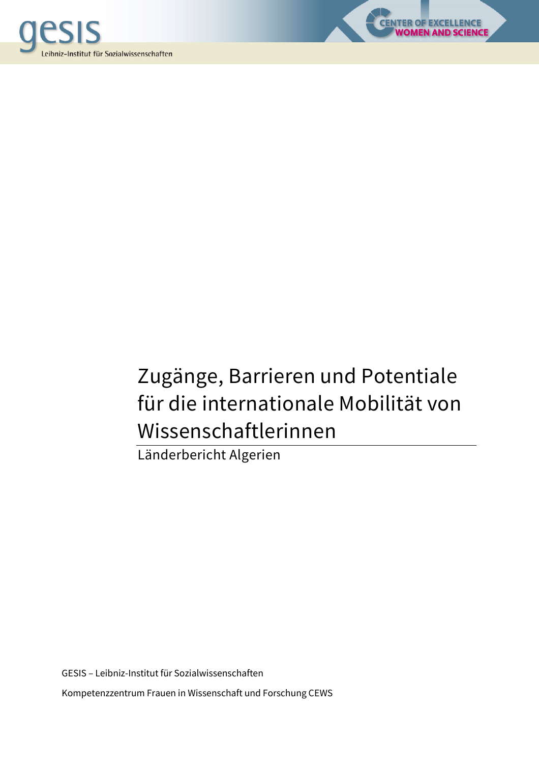gesis
Leibniz-Institut für Sozialwissenschaften

CENTER OF EXCELLENCE
WOMEN AND SCIENCE

# Zugänge, Barrieren und Potentiale für die internationale Mobilität von Wissenschaftlerinnen

Länderbericht Algerien

GESIS – Leibniz-Institut für Sozialwissenschaften

Kompetenzzentrum Frauen in Wissenschaft und Forschung CEWS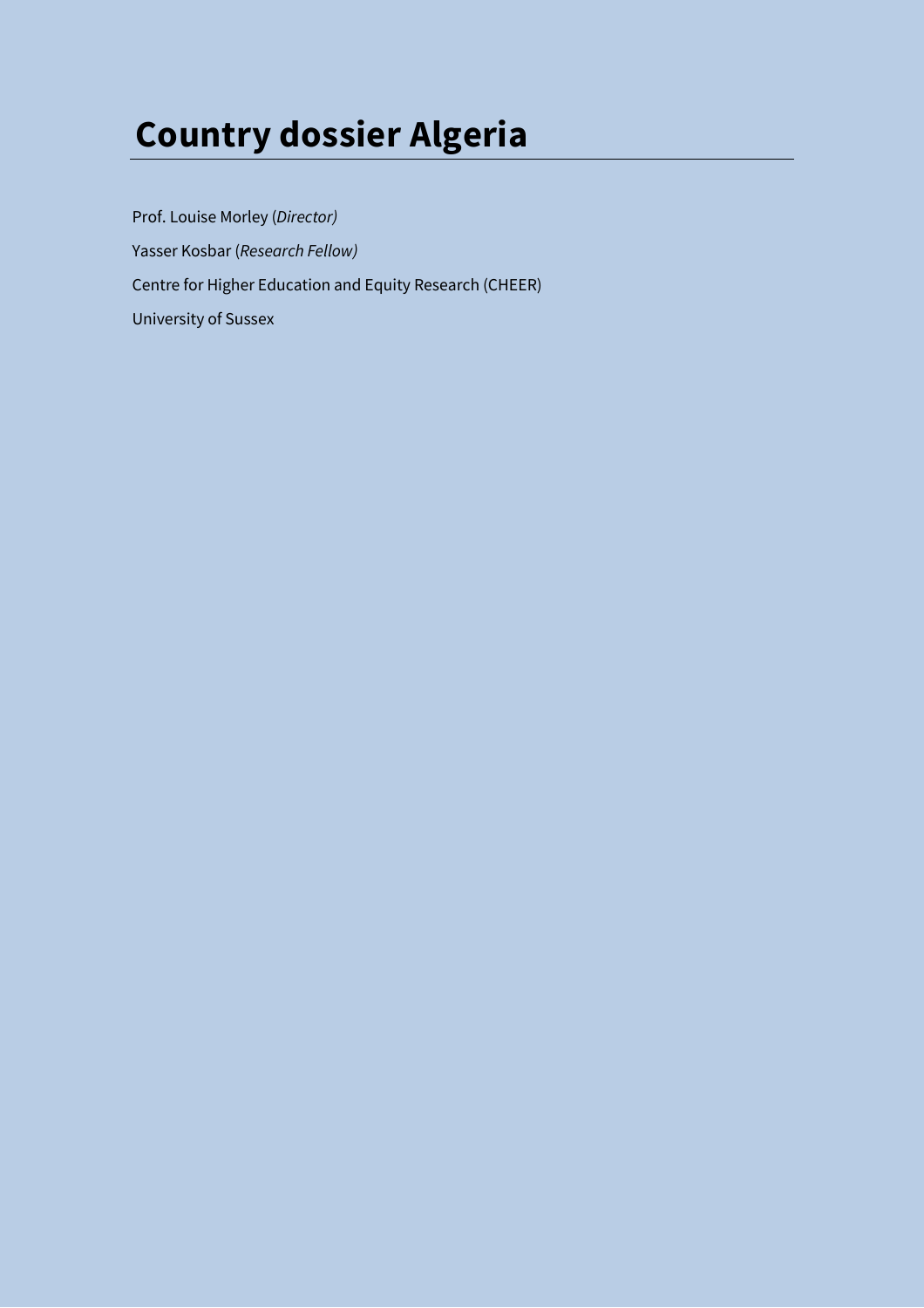# Country dossier Algeria

Prof. Louise Morley (*Director)*

Yasser Kosbar (*Research Fellow)*

Centre for Higher Education and Equity Research (CHEER)

University of Sussex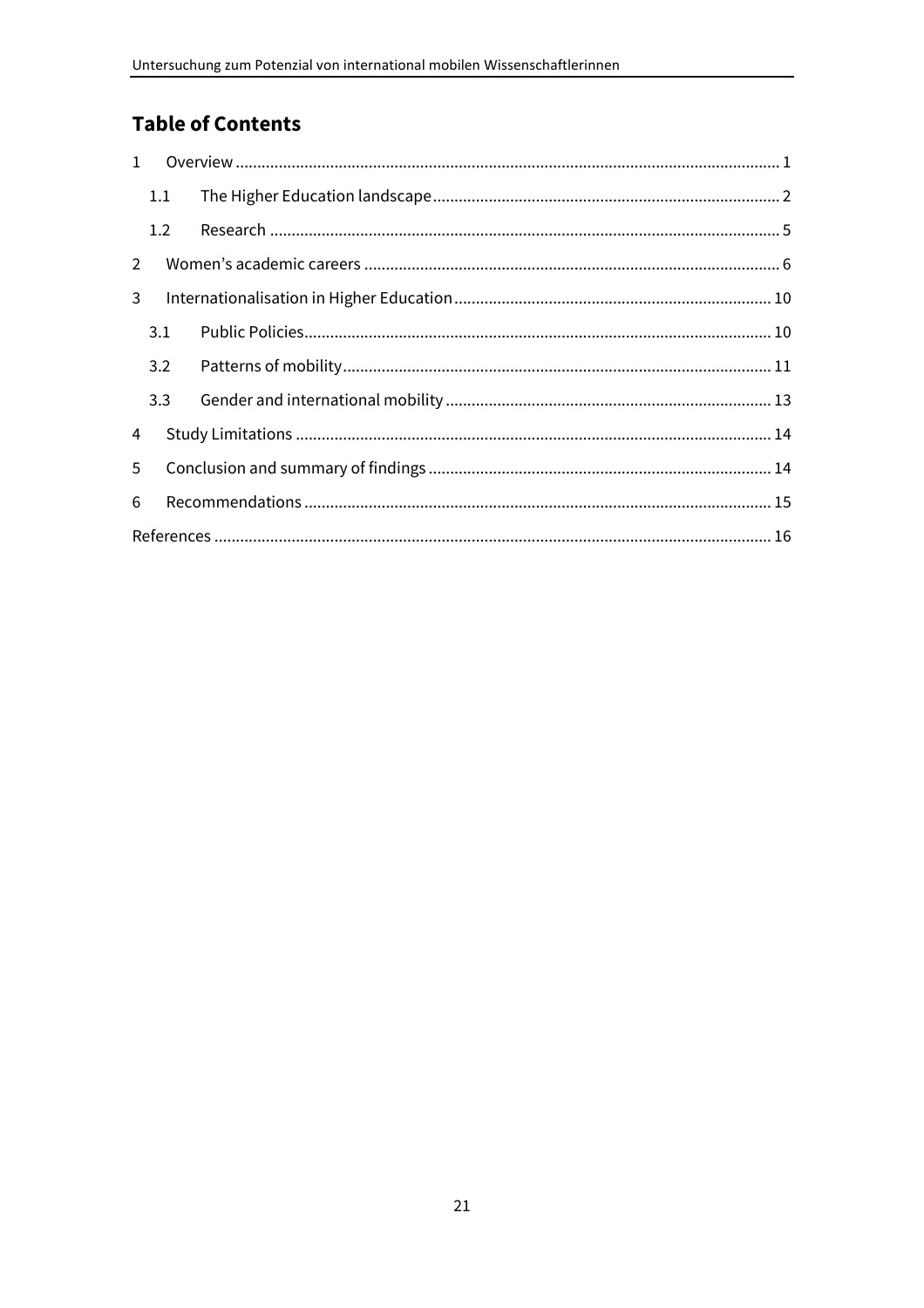## Table of Contents

1 Overview ........ 1

1.1 The Higher Education landscape ........ 2

1.2 Research ........ 5

2 Women's academic careers ........ 6

3 Internationalisation in Higher Education ........ 10

3.1 Public Policies ........ 10

3.2 Patterns of mobility ........ 11

3.3 Gender and international mobility ........ 13

4 Study Limitations ........ 14

5 Conclusion and summary of findings ........ 14

6 Recommendations ........ 15

References ........ 16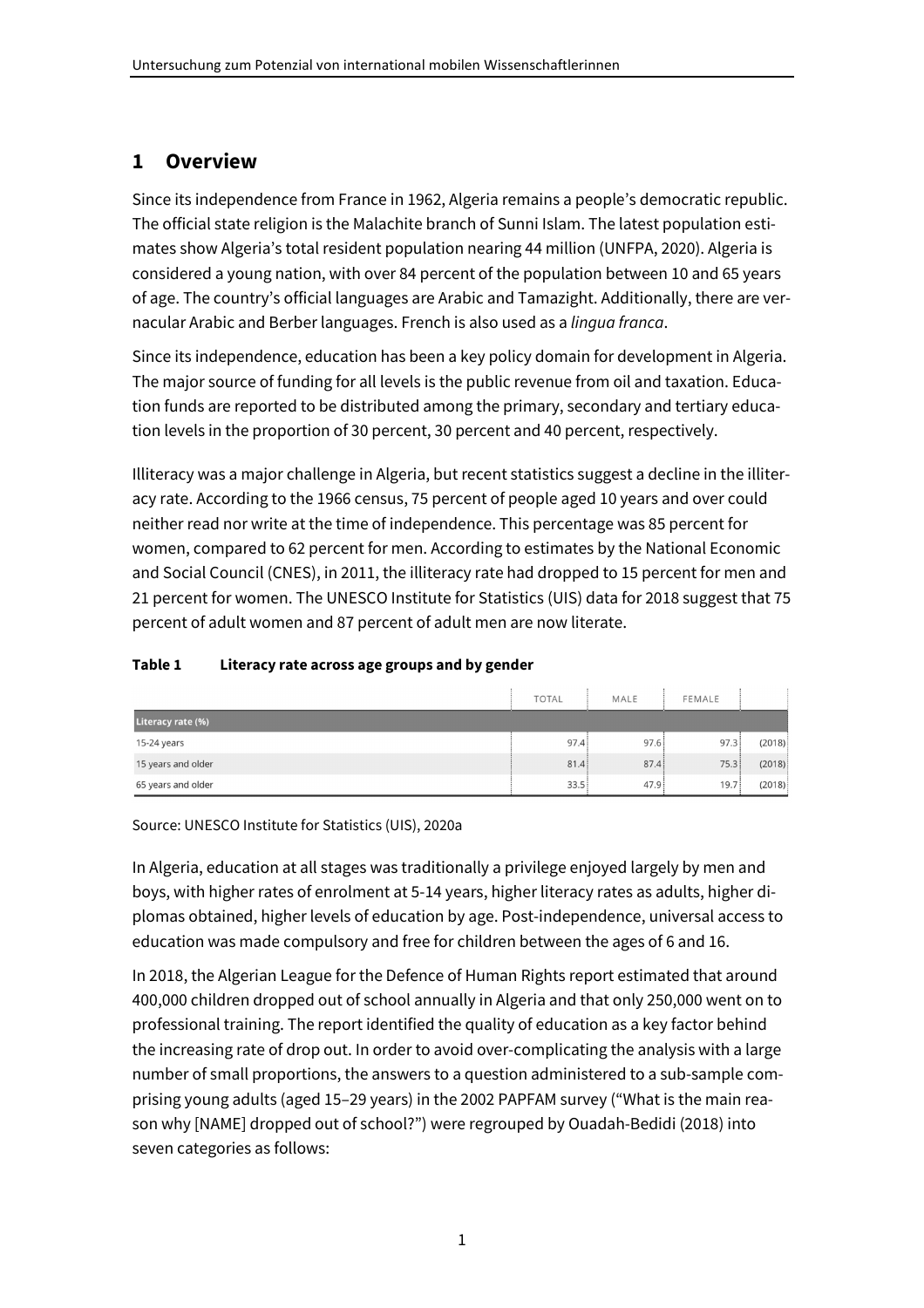## 1 Overview

Since its independence from France in 1962, Algeria remains a people's democratic republic. The official state religion is the Malachite branch of Sunni Islam. The latest population estimates show Algeria's total resident population nearing 44 million (UNFPA, 2020). Algeria is considered a young nation, with over 84 percent of the population between 10 and 65 years of age. The country's official languages are Arabic and Tamazight. Additionally, there are vernacular Arabic and Berber languages. French is also used as a *lingua franca*.

Since its independence, education has been a key policy domain for development in Algeria. The major source of funding for all levels is the public revenue from oil and taxation. Education funds are reported to be distributed among the primary, secondary and tertiary education levels in the proportion of 30 percent, 30 percent and 40 percent, respectively.

Illiteracy was a major challenge in Algeria, but recent statistics suggest a decline in the illiteracy rate. According to the 1966 census, 75 percent of people aged 10 years and over could neither read nor write at the time of independence. This percentage was 85 percent for women, compared to 62 percent for men. According to estimates by the National Economic and Social Council (CNES), in 2011, the illiteracy rate had dropped to 15 percent for men and 21 percent for women. The UNESCO Institute for Statistics (UIS) data for 2018 suggest that 75 percent of adult women and 87 percent of adult men are now literate.

**Table 1 Literacy rate across age groups and by gender**

| | TOTAL | MALE | FEMALE | |
|---|---|---|---|---|
| **Literacy rate (%)** | | | | |
| 15-24 years | 97.4 | 97.6 | 97.3 | (2018) |
| 15 years and older | 81.4 | 87.4 | 75.3 | (2018) |
| 65 years and older | 33.5 | 47.9 | 19.7 | (2018) |

Source: UNESCO Institute for Statistics (UIS), 2020a

In Algeria, education at all stages was traditionally a privilege enjoyed largely by men and boys, with higher rates of enrolment at 5-14 years, higher literacy rates as adults, higher diplomas obtained, higher levels of education by age. Post-independence, universal access to education was made compulsory and free for children between the ages of 6 and 16.

In 2018, the Algerian League for the Defence of Human Rights report estimated that around 400,000 children dropped out of school annually in Algeria and that only 250,000 went on to professional training. The report identified the quality of education as a key factor behind the increasing rate of drop out. In order to avoid over-complicating the analysis with a large number of small proportions, the answers to a question administered to a sub-sample comprising young adults (aged 15–29 years) in the 2002 PAPFAM survey ("What is the main reason why [NAME] dropped out of school?") were regrouped by Ouadah-Bedidi (2018) into seven categories as follows: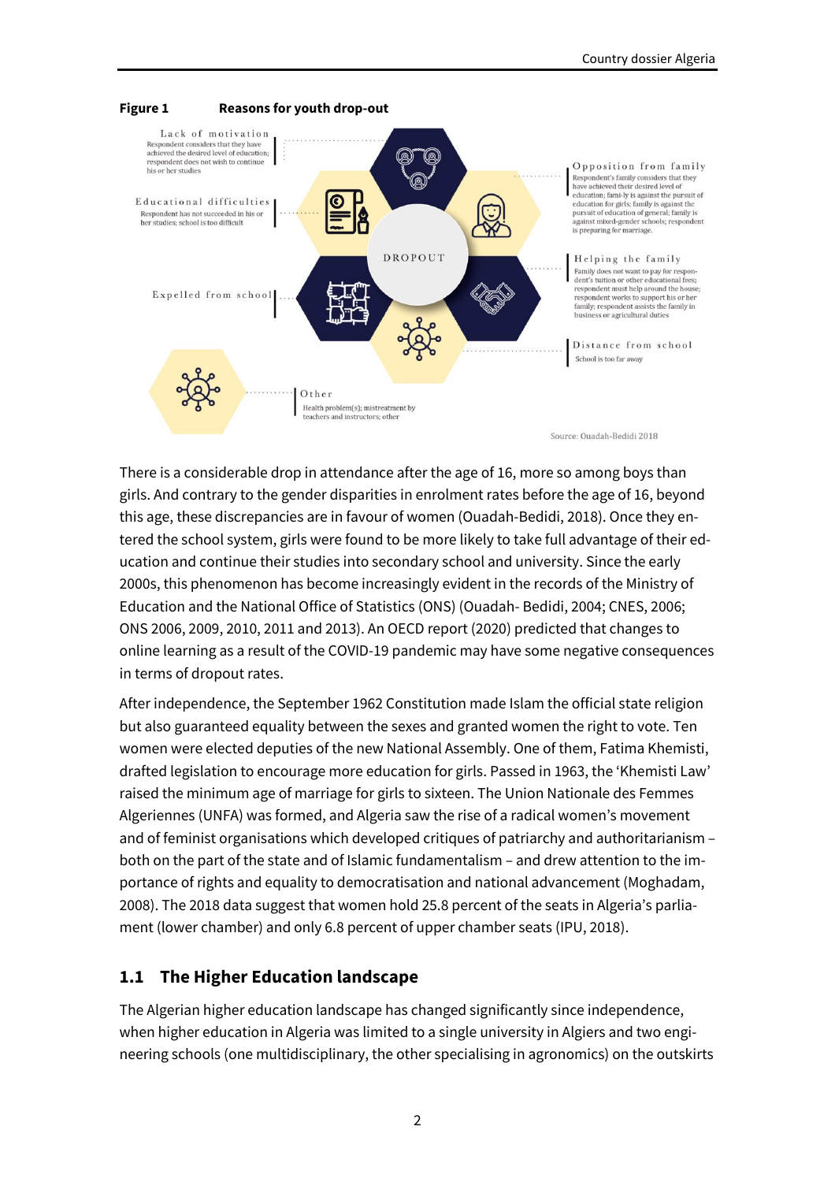**Figure 1 Reasons for youth drop-out**

Lack of motivation
Respondent considers that they have achieved the desired level of education; respondent does not wish to continue his or her studies

Educational difficulties
Respondent has not succeeded in his or her studies; school is too difficult

Expelled from school

Opposition from family
Respondent's family considers that they have achieved their desired level of education; fami-ly is against the pursuit of education for girls; family is against the pursuit of education of general; family is against mixed-gender schools; respondent is preparing for marriage.

Helping the family
Family does not want to pay for respondent's tuition or other educational fees; respondent must help around the house; respondent works to support his or her family; respondent assists the family in business or agricultural duties

Distance from school
School is too far away

Other
Health problem(s); mistreatment by teachers and instructors; other

DROPOUT

Source: Ouadah-Bedidi 2018

There is a considerable drop in attendance after the age of 16, more so among boys than girls. And contrary to the gender disparities in enrolment rates before the age of 16, beyond this age, these discrepancies are in favour of women (Ouadah-Bedidi, 2018). Once they entered the school system, girls were found to be more likely to take full advantage of their education and continue their studies into secondary school and university. Since the early 2000s, this phenomenon has become increasingly evident in the records of the Ministry of Education and the National Office of Statistics (ONS) (Ouadah- Bedidi, 2004; CNES, 2006; ONS 2006, 2009, 2010, 2011 and 2013). An OECD report (2020) predicted that changes to online learning as a result of the COVID-19 pandemic may have some negative consequences in terms of dropout rates.

After independence, the September 1962 Constitution made Islam the official state religion but also guaranteed equality between the sexes and granted women the right to vote. Ten women were elected deputies of the new National Assembly. One of them, Fatima Khemisti, drafted legislation to encourage more education for girls. Passed in 1963, the 'Khemisti Law' raised the minimum age of marriage for girls to sixteen. The Union Nationale des Femmes Algeriennes (UNFA) was formed, and Algeria saw the rise of a radical women's movement and of feminist organisations which developed critiques of patriarchy and authoritarianism – both on the part of the state and of Islamic fundamentalism – and drew attention to the importance of rights and equality to democratisation and national advancement (Moghadam, 2008). The 2018 data suggest that women hold 25.8 percent of the seats in Algeria's parliament (lower chamber) and only 6.8 percent of upper chamber seats (IPU, 2018).

## 1.1 The Higher Education landscape

The Algerian higher education landscape has changed significantly since independence, when higher education in Algeria was limited to a single university in Algiers and two engineering schools (one multidisciplinary, the other specialising in agronomics) on the outskirts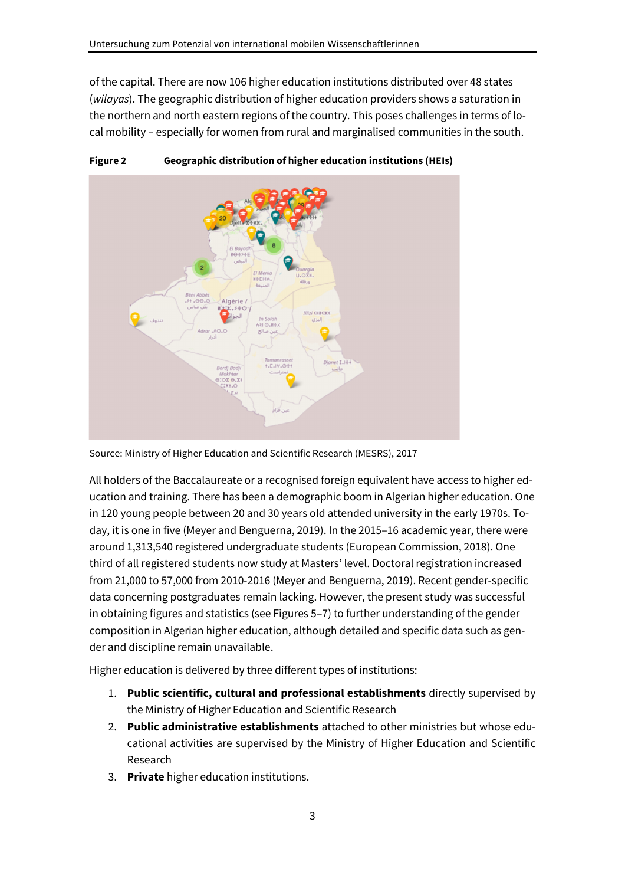of the capital. There are now 106 higher education institutions distributed over 48 states (*wilayas*). The geographic distribution of higher education providers shows a saturation in the northern and north eastern regions of the country. This poses challenges in terms of local mobility – especially for women from rural and marginalised communities in the south.

**Figure 2 Geographic distribution of higher education institutions (HEIs)**

Source: Ministry of Higher Education and Scientific Research (MESRS), 2017

All holders of the Baccalaureate or a recognised foreign equivalent have access to higher education and training. There has been a demographic boom in Algerian higher education. One in 120 young people between 20 and 30 years old attended university in the early 1970s. Today, it is one in five (Meyer and Benguerna, 2019). In the 2015–16 academic year, there were around 1,313,540 registered undergraduate students (European Commission, 2018). One third of all registered students now study at Masters' level. Doctoral registration increased from 21,000 to 57,000 from 2010-2016 (Meyer and Benguerna, 2019). Recent gender-specific data concerning postgraduates remain lacking. However, the present study was successful in obtaining figures and statistics (see Figures 5–7) to further understanding of the gender composition in Algerian higher education, although detailed and specific data such as gender and discipline remain unavailable.

Higher education is delivered by three different types of institutions:

1. **Public scientific, cultural and professional establishments** directly supervised by the Ministry of Higher Education and Scientific Research
2. **Public administrative establishments** attached to other ministries but whose educational activities are supervised by the Ministry of Higher Education and Scientific Research
3. **Private** higher education institutions.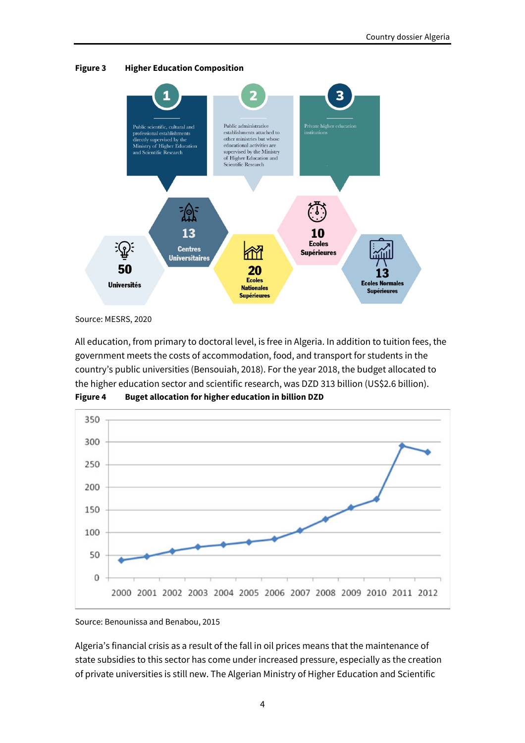**Figure 3 Higher Education Composition**

1. Public scientific, cultural and professional establishments directly supervised by the Ministry of Higher Education and Scientific Research
2. Public administrative establishments attached to other ministries but whose educational activities are supervised by the Ministry of Higher Education and Scientific Research
3. Private higher education institutions

- 50 Universités
- 13 Centres Universitaires
- 20 Ecoles Nationales Supérieures
- 10 Ecoles Supérieures
- 13 Ecoles Normales Supérieures

Source: MESRS, 2020

All education, from primary to doctoral level, is free in Algeria. In addition to tuition fees, the government meets the costs of accommodation, food, and transport for students in the country's public universities (Bensouiah, 2018). For the year 2018, the budget allocated to the higher education sector and scientific research, was DZD 313 billion (US$2.6 billion).

**Figure 4 Buget allocation for higher education in billion DZD**

Source: Benounissa and Benabou, 2015

Algeria's financial crisis as a result of the fall in oil prices means that the maintenance of state subsidies to this sector has come under increased pressure, especially as the creation of private universities is still new. The Algerian Ministry of Higher Education and Scientific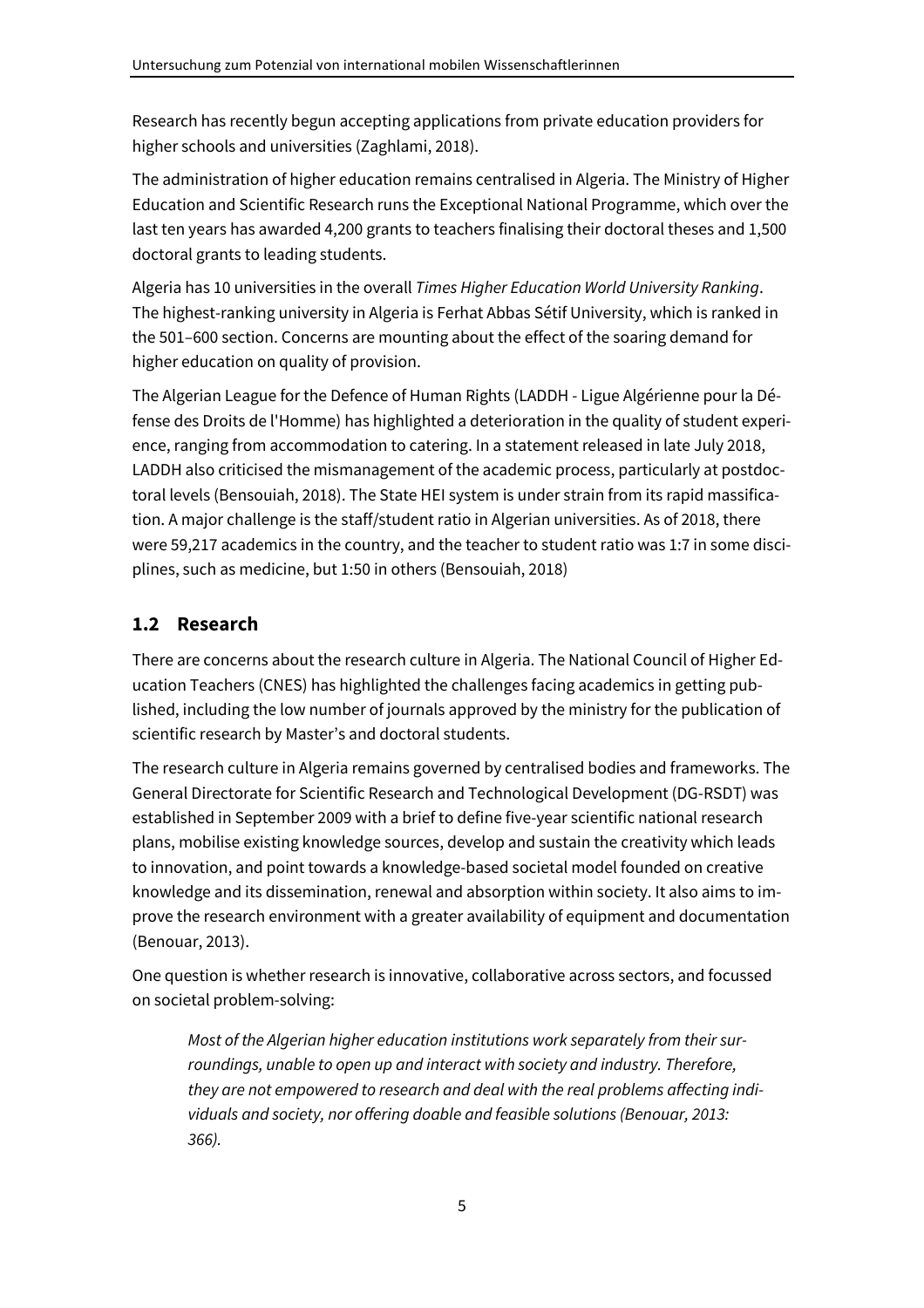Research has recently begun accepting applications from private education providers for higher schools and universities (Zaghlami, 2018).

The administration of higher education remains centralised in Algeria. The Ministry of Higher Education and Scientific Research runs the Exceptional National Programme, which over the last ten years has awarded 4,200 grants to teachers finalising their doctoral theses and 1,500 doctoral grants to leading students.

Algeria has 10 universities in the overall *Times Higher Education World University Ranking*. The highest-ranking university in Algeria is Ferhat Abbas Sétif University, which is ranked in the 501–600 section. Concerns are mounting about the effect of the soaring demand for higher education on quality of provision.

The Algerian League for the Defence of Human Rights (LADDH - Ligue Algérienne pour la Défense des Droits de l'Homme) has highlighted a deterioration in the quality of student experience, ranging from accommodation to catering. In a statement released in late July 2018, LADDH also criticised the mismanagement of the academic process, particularly at postdoctoral levels (Bensouiah, 2018). The State HEI system is under strain from its rapid massification. A major challenge is the staff/student ratio in Algerian universities. As of 2018, there were 59,217 academics in the country, and the teacher to student ratio was 1:7 in some disciplines, such as medicine, but 1:50 in others (Bensouiah, 2018)

## 1.2 Research

There are concerns about the research culture in Algeria. The National Council of Higher Education Teachers (CNES) has highlighted the challenges facing academics in getting published, including the low number of journals approved by the ministry for the publication of scientific research by Master's and doctoral students.

The research culture in Algeria remains governed by centralised bodies and frameworks. The General Directorate for Scientific Research and Technological Development (DG-RSDT) was established in September 2009 with a brief to define five-year scientific national research plans, mobilise existing knowledge sources, develop and sustain the creativity which leads to innovation, and point towards a knowledge-based societal model founded on creative knowledge and its dissemination, renewal and absorption within society. It also aims to improve the research environment with a greater availability of equipment and documentation (Benouar, 2013).

One question is whether research is innovative, collaborative across sectors, and focussed on societal problem-solving:

> *Most of the Algerian higher education institutions work separately from their surroundings, unable to open up and interact with society and industry. Therefore, they are not empowered to research and deal with the real problems affecting individuals and society, nor offering doable and feasible solutions (Benouar, 2013: 366).*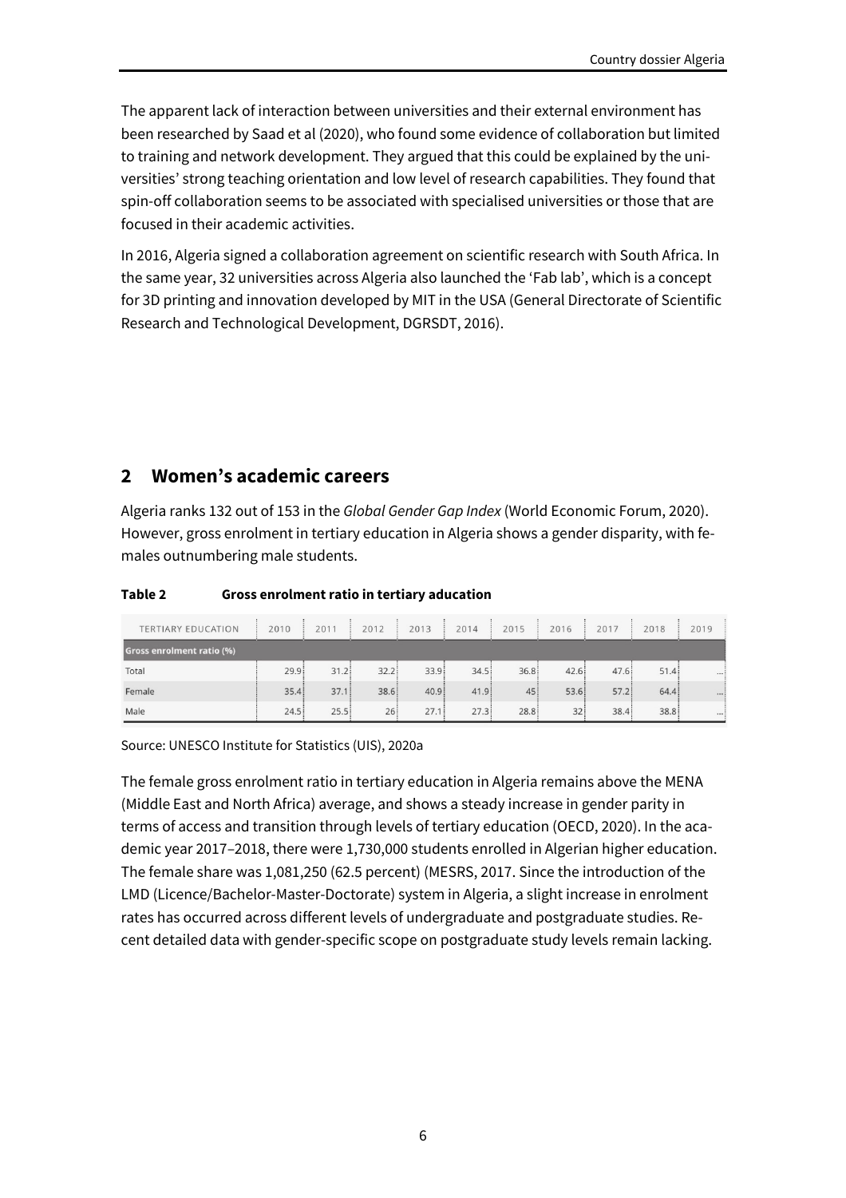The apparent lack of interaction between universities and their external environment has been researched by Saad et al (2020), who found some evidence of collaboration but limited to training and network development. They argued that this could be explained by the universities' strong teaching orientation and low level of research capabilities. They found that spin-off collaboration seems to be associated with specialised universities or those that are focused in their academic activities.

In 2016, Algeria signed a collaboration agreement on scientific research with South Africa. In the same year, 32 universities across Algeria also launched the 'Fab lab', which is a concept for 3D printing and innovation developed by MIT in the USA (General Directorate of Scientific Research and Technological Development, DGRSDT, 2016).

## 2 Women's academic careers

Algeria ranks 132 out of 153 in the *Global Gender Gap Index* (World Economic Forum, 2020). However, gross enrolment in tertiary education in Algeria shows a gender disparity, with females outnumbering male students.

**Table 2 Gross enrolment ratio in tertiary aducation**

| TERTIARY EDUCATION | 2010 | 2011 | 2012 | 2013 | 2014 | 2015 | 2016 | 2017 | 2018 | 2019 |
|---|---|---|---|---|---|---|---|---|---|---|
| **Gross enrolment ratio (%)** | | | | | | | | | | |
| Total | 29.9 | 31.2 | 32.2 | 33.9 | 34.5 | 36.8 | 42.6 | 47.6 | 51.4 | ... |
| Female | 35.4 | 37.1 | 38.6 | 40.9 | 41.9 | 45 | 53.6 | 57.2 | 64.4 | ... |
| Male | 24.5 | 25.5 | 26 | 27.1 | 27.3 | 28.8 | 32 | 38.4 | 38.8 | ... |

Source: UNESCO Institute for Statistics (UIS), 2020a

The female gross enrolment ratio in tertiary education in Algeria remains above the MENA (Middle East and North Africa) average, and shows a steady increase in gender parity in terms of access and transition through levels of tertiary education (OECD, 2020). In the academic year 2017–2018, there were 1,730,000 students enrolled in Algerian higher education. The female share was 1,081,250 (62.5 percent) (MESRS, 2017. Since the introduction of the LMD (Licence/Bachelor-Master-Doctorate) system in Algeria, a slight increase in enrolment rates has occurred across different levels of undergraduate and postgraduate studies. Recent detailed data with gender-specific scope on postgraduate study levels remain lacking.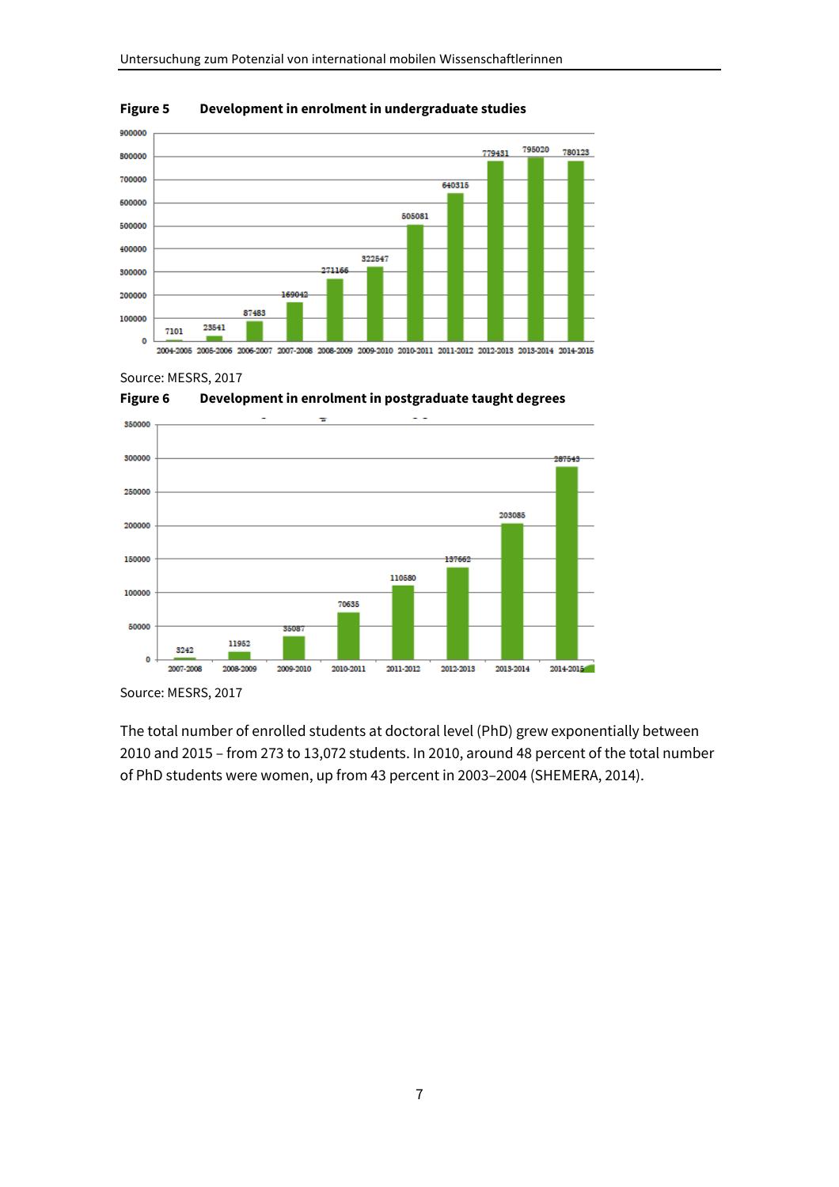**Figure 5 Development in enrolment in undergraduate studies**

Source: MESRS, 2017

**Figure 6 Development in enrolment in postgraduate taught degrees**

Source: MESRS, 2017

The total number of enrolled students at doctoral level (PhD) grew exponentially between 2010 and 2015 – from 273 to 13,072 students. In 2010, around 48 percent of the total number of PhD students were women, up from 43 percent in 2003–2004 (SHEMERA, 2014).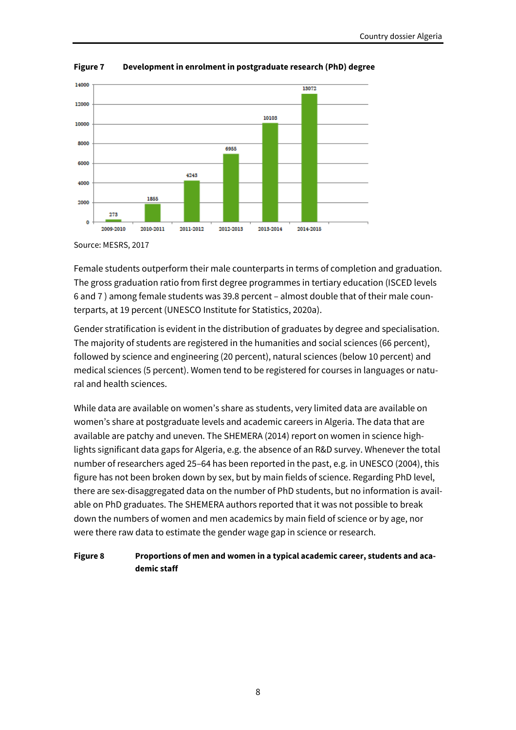**Figure 7 Development in enrolment in postgraduate research (PhD) degree**

Source: MESRS, 2017

Female students outperform their male counterparts in terms of completion and graduation. The gross graduation ratio from first degree programmes in tertiary education (ISCED levels 6 and 7 ) among female students was 39.8 percent – almost double that of their male counterparts, at 19 percent (UNESCO Institute for Statistics, 2020a).

Gender stratification is evident in the distribution of graduates by degree and specialisation. The majority of students are registered in the humanities and social sciences (66 percent), followed by science and engineering (20 percent), natural sciences (below 10 percent) and medical sciences (5 percent). Women tend to be registered for courses in languages or natural and health sciences.

While data are available on women's share as students, very limited data are available on women's share at postgraduate levels and academic careers in Algeria. The data that are available are patchy and uneven. The SHEMERA (2014) report on women in science highlights significant data gaps for Algeria, e.g. the absence of an R&D survey. Whenever the total number of researchers aged 25–64 has been reported in the past, e.g. in UNESCO (2004), this figure has not been broken down by sex, but by main fields of science. Regarding PhD level, there are sex-disaggregated data on the number of PhD students, but no information is available on PhD graduates. The SHEMERA authors reported that it was not possible to break down the numbers of women and men academics by main field of science or by age, nor were there raw data to estimate the gender wage gap in science or research.

**Figure 8 Proportions of men and women in a typical academic career, students and academic staff**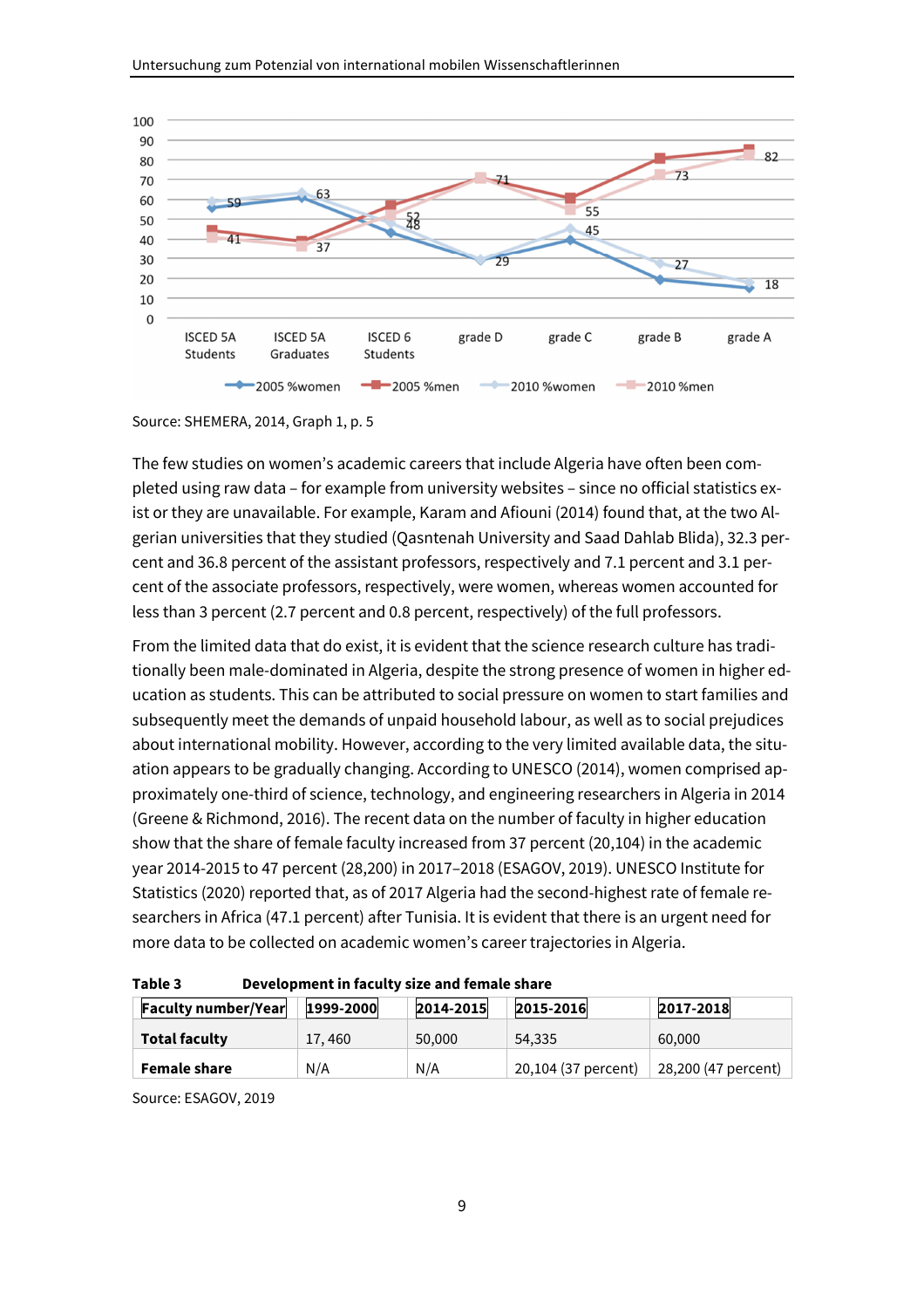Source: SHEMERA, 2014, Graph 1, p. 5

The few studies on women's academic careers that include Algeria have often been completed using raw data – for example from university websites – since no official statistics exist or they are unavailable. For example, Karam and Afiouni (2014) found that, at the two Algerian universities that they studied (Qasntenah University and Saad Dahlab Blida), 32.3 percent and 36.8 percent of the assistant professors, respectively and 7.1 percent and 3.1 percent of the associate professors, respectively, were women, whereas women accounted for less than 3 percent (2.7 percent and 0.8 percent, respectively) of the full professors.

From the limited data that do exist, it is evident that the science research culture has traditionally been male-dominated in Algeria, despite the strong presence of women in higher education as students. This can be attributed to social pressure on women to start families and subsequently meet the demands of unpaid household labour, as well as to social prejudices about international mobility. However, according to the very limited available data, the situation appears to be gradually changing. According to UNESCO (2014), women comprised approximately one-third of science, technology, and engineering researchers in Algeria in 2014 (Greene & Richmond, 2016). The recent data on the number of faculty in higher education show that the share of female faculty increased from 37 percent (20,104) in the academic year 2014-2015 to 47 percent (28,200) in 2017–2018 (ESAGOV, 2019). UNESCO Institute for Statistics (2020) reported that, as of 2017 Algeria had the second-highest rate of female researchers in Africa (47.1 percent) after Tunisia. It is evident that there is an urgent need for more data to be collected on academic women's career trajectories in Algeria.

**Table 3 Development in faculty size and female share**

| Faculty number/Year | 1999-2000 | 2014-2015 | 2015-2016 | 2017-2018 |
|---|---|---|---|---|
| **Total faculty** | 17, 460 | 50,000 | 54,335 | 60,000 |
| **Female share** | N/A | N/A | 20,104 (37 percent) | 28,200 (47 percent) |

Source: ESAGOV, 2019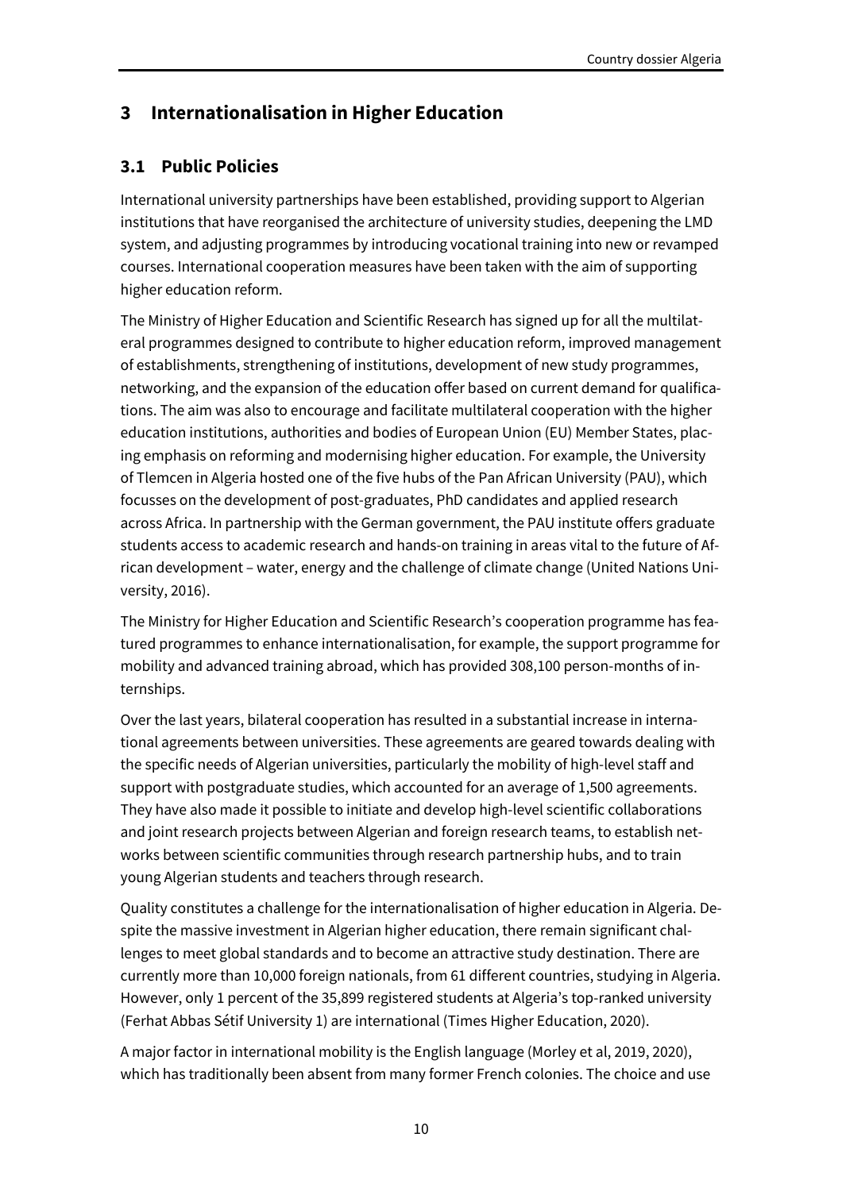## 3 Internationalisation in Higher Education

### 3.1 Public Policies

International university partnerships have been established, providing support to Algerian institutions that have reorganised the architecture of university studies, deepening the LMD system, and adjusting programmes by introducing vocational training into new or revamped courses. International cooperation measures have been taken with the aim of supporting higher education reform.

The Ministry of Higher Education and Scientific Research has signed up for all the multilateral programmes designed to contribute to higher education reform, improved management of establishments, strengthening of institutions, development of new study programmes, networking, and the expansion of the education offer based on current demand for qualifications. The aim was also to encourage and facilitate multilateral cooperation with the higher education institutions, authorities and bodies of European Union (EU) Member States, placing emphasis on reforming and modernising higher education. For example, the University of Tlemcen in Algeria hosted one of the five hubs of the Pan African University (PAU), which focusses on the development of post-graduates, PhD candidates and applied research across Africa. In partnership with the German government, the PAU institute offers graduate students access to academic research and hands-on training in areas vital to the future of African development – water, energy and the challenge of climate change (United Nations University, 2016).

The Ministry for Higher Education and Scientific Research's cooperation programme has featured programmes to enhance internationalisation, for example, the support programme for mobility and advanced training abroad, which has provided 308,100 person-months of internships.

Over the last years, bilateral cooperation has resulted in a substantial increase in international agreements between universities. These agreements are geared towards dealing with the specific needs of Algerian universities, particularly the mobility of high-level staff and support with postgraduate studies, which accounted for an average of 1,500 agreements. They have also made it possible to initiate and develop high-level scientific collaborations and joint research projects between Algerian and foreign research teams, to establish networks between scientific communities through research partnership hubs, and to train young Algerian students and teachers through research.

Quality constitutes a challenge for the internationalisation of higher education in Algeria. Despite the massive investment in Algerian higher education, there remain significant challenges to meet global standards and to become an attractive study destination. There are currently more than 10,000 foreign nationals, from 61 different countries, studying in Algeria. However, only 1 percent of the 35,899 registered students at Algeria's top-ranked university (Ferhat Abbas Sétif University 1) are international (Times Higher Education, 2020).

A major factor in international mobility is the English language (Morley et al, 2019, 2020), which has traditionally been absent from many former French colonies. The choice and use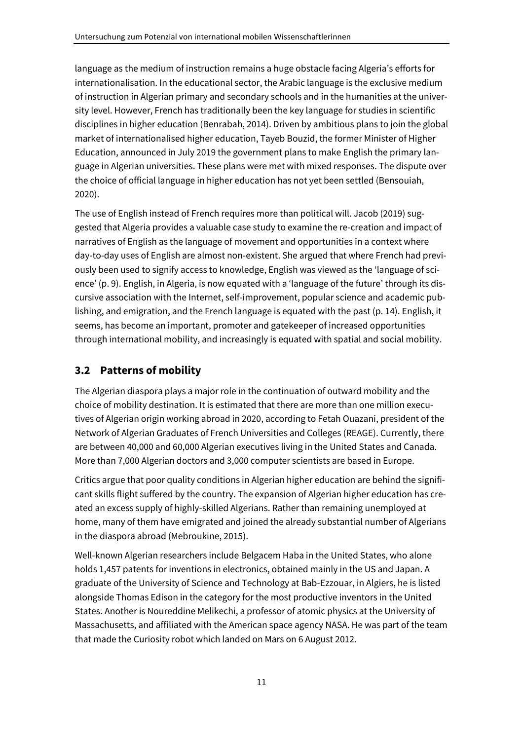language as the medium of instruction remains a huge obstacle facing Algeria's efforts for internationalisation. In the educational sector, the Arabic language is the exclusive medium of instruction in Algerian primary and secondary schools and in the humanities at the university level. However, French has traditionally been the key language for studies in scientific disciplines in higher education (Benrabah, 2014). Driven by ambitious plans to join the global market of internationalised higher education, Tayeb Bouzid, the former Minister of Higher Education, announced in July 2019 the government plans to make English the primary language in Algerian universities. These plans were met with mixed responses. The dispute over the choice of official language in higher education has not yet been settled (Bensouiah, 2020).

The use of English instead of French requires more than political will. Jacob (2019) suggested that Algeria provides a valuable case study to examine the re-creation and impact of narratives of English as the language of movement and opportunities in a context where day-to-day uses of English are almost non-existent. She argued that where French had previously been used to signify access to knowledge, English was viewed as the 'language of science' (p. 9). English, in Algeria, is now equated with a 'language of the future' through its discursive association with the Internet, self-improvement, popular science and academic publishing, and emigration, and the French language is equated with the past (p. 14). English, it seems, has become an important, promoter and gatekeeper of increased opportunities through international mobility, and increasingly is equated with spatial and social mobility.

## 3.2 Patterns of mobility

The Algerian diaspora plays a major role in the continuation of outward mobility and the choice of mobility destination. It is estimated that there are more than one million executives of Algerian origin working abroad in 2020, according to Fetah Ouazani, president of the Network of Algerian Graduates of French Universities and Colleges (REAGE). Currently, there are between 40,000 and 60,000 Algerian executives living in the United States and Canada. More than 7,000 Algerian doctors and 3,000 computer scientists are based in Europe.

Critics argue that poor quality conditions in Algerian higher education are behind the significant skills flight suffered by the country. The expansion of Algerian higher education has created an excess supply of highly-skilled Algerians. Rather than remaining unemployed at home, many of them have emigrated and joined the already substantial number of Algerians in the diaspora abroad (Mebroukine, 2015).

Well-known Algerian researchers include Belgacem Haba in the United States, who alone holds 1,457 patents for inventions in electronics, obtained mainly in the US and Japan. A graduate of the University of Science and Technology at Bab-Ezzouar, in Algiers, he is listed alongside Thomas Edison in the category for the most productive inventors in the United States. Another is Noureddine Melikechi, a professor of atomic physics at the University of Massachusetts, and affiliated with the American space agency NASA. He was part of the team that made the Curiosity robot which landed on Mars on 6 August 2012.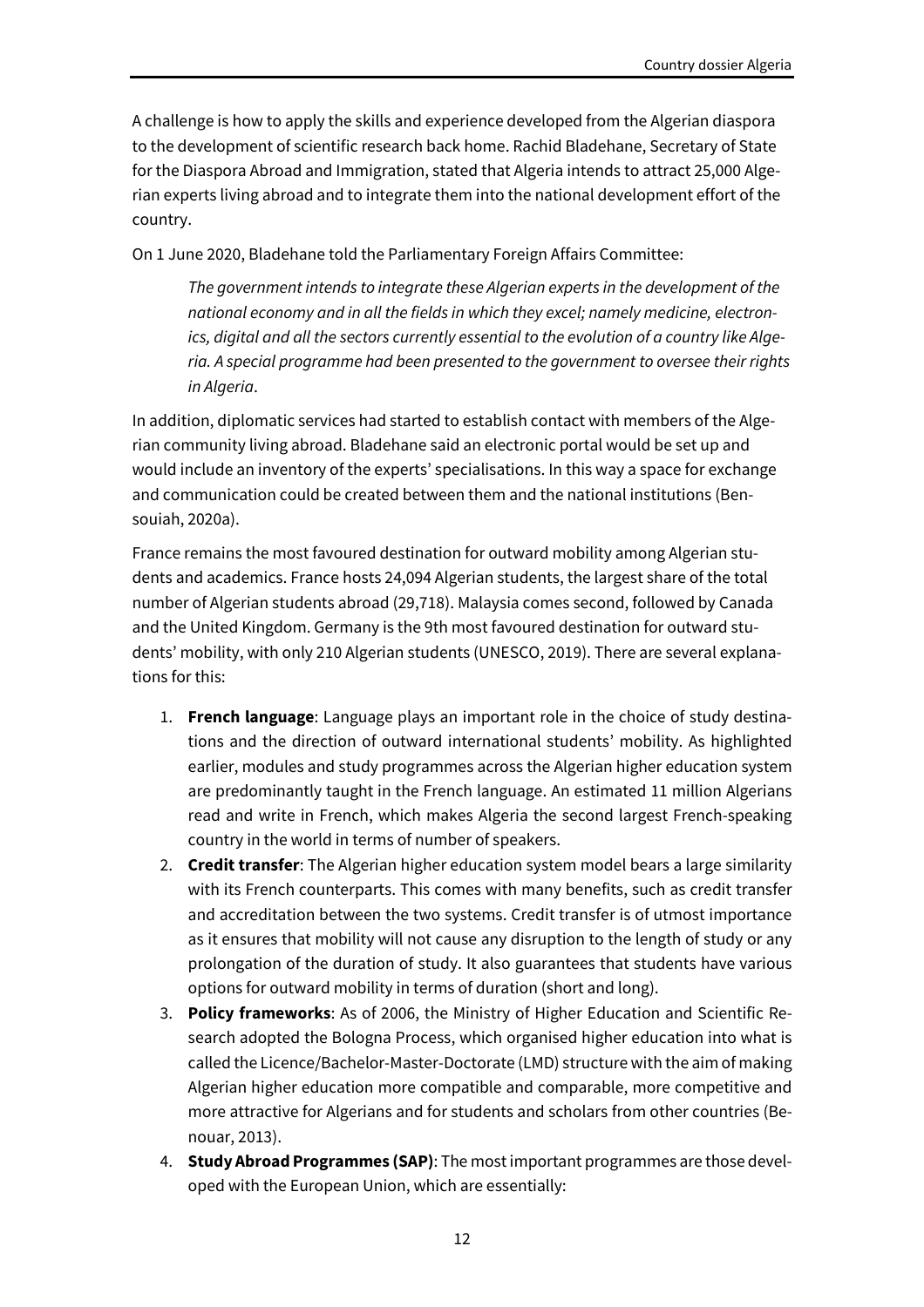A challenge is how to apply the skills and experience developed from the Algerian diaspora to the development of scientific research back home. Rachid Bladehane, Secretary of State for the Diaspora Abroad and Immigration, stated that Algeria intends to attract 25,000 Algerian experts living abroad and to integrate them into the national development effort of the country.

On 1 June 2020, Bladehane told the Parliamentary Foreign Affairs Committee:

> *The government intends to integrate these Algerian experts in the development of the national economy and in all the fields in which they excel; namely medicine, electronics, digital and all the sectors currently essential to the evolution of a country like Algeria. A special programme had been presented to the government to oversee their rights in Algeria*.

In addition, diplomatic services had started to establish contact with members of the Algerian community living abroad. Bladehane said an electronic portal would be set up and would include an inventory of the experts' specialisations. In this way a space for exchange and communication could be created between them and the national institutions (Bensouiah, 2020a).

France remains the most favoured destination for outward mobility among Algerian students and academics. France hosts 24,094 Algerian students, the largest share of the total number of Algerian students abroad (29,718). Malaysia comes second, followed by Canada and the United Kingdom. Germany is the 9th most favoured destination for outward students' mobility, with only 210 Algerian students (UNESCO, 2019). There are several explanations for this:

1. **French language**: Language plays an important role in the choice of study destinations and the direction of outward international students' mobility. As highlighted earlier, modules and study programmes across the Algerian higher education system are predominantly taught in the French language. An estimated 11 million Algerians read and write in French, which makes Algeria the second largest French-speaking country in the world in terms of number of speakers.
2. **Credit transfer**: The Algerian higher education system model bears a large similarity with its French counterparts. This comes with many benefits, such as credit transfer and accreditation between the two systems. Credit transfer is of utmost importance as it ensures that mobility will not cause any disruption to the length of study or any prolongation of the duration of study. It also guarantees that students have various options for outward mobility in terms of duration (short and long).
3. **Policy frameworks**: As of 2006, the Ministry of Higher Education and Scientific Research adopted the Bologna Process, which organised higher education into what is called the Licence/Bachelor-Master-Doctorate (LMD) structure with the aim of making Algerian higher education more compatible and comparable, more competitive and more attractive for Algerians and for students and scholars from other countries (Benouar, 2013).
4. **Study Abroad Programmes (SAP)**: The most important programmes are those developed with the European Union, which are essentially: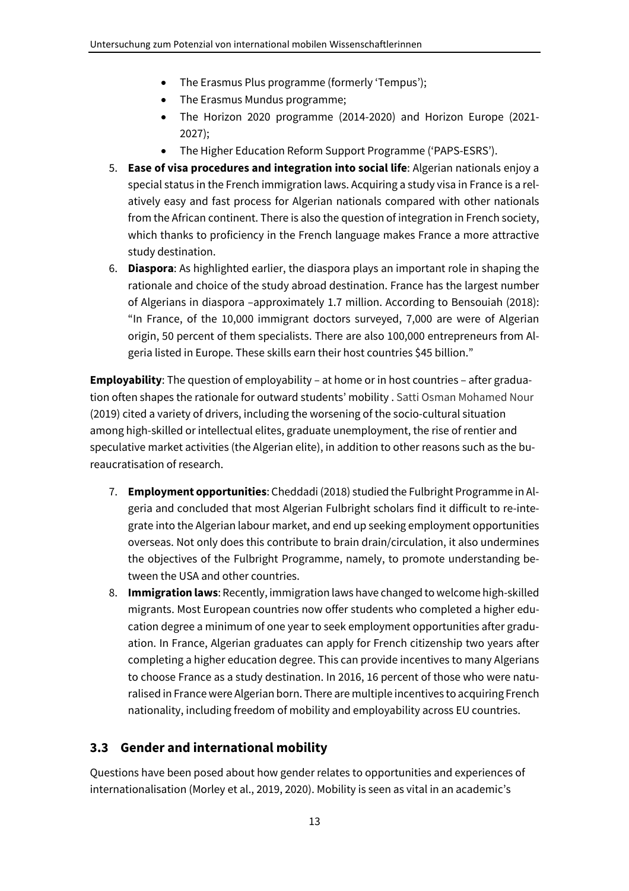- The Erasmus Plus programme (formerly 'Tempus');
- The Erasmus Mundus programme;
- The Horizon 2020 programme (2014-2020) and Horizon Europe (2021-2027);
- The Higher Education Reform Support Programme ('PAPS-ESRS').

5. **Ease of visa procedures and integration into social life**: Algerian nationals enjoy a special status in the French immigration laws. Acquiring a study visa in France is a relatively easy and fast process for Algerian nationals compared with other nationals from the African continent. There is also the question of integration in French society, which thanks to proficiency in the French language makes France a more attractive study destination.
6. **Diaspora**: As highlighted earlier, the diaspora plays an important role in shaping the rationale and choice of the study abroad destination. France has the largest number of Algerians in diaspora –approximately 1.7 million. According to Bensouiah (2018): "In France, of the 10,000 immigrant doctors surveyed, 7,000 are were of Algerian origin, 50 percent of them specialists. There are also 100,000 entrepreneurs from Algeria listed in Europe. These skills earn their host countries $45 billion."

**Employability**: The question of employability – at home or in host countries – after graduation often shapes the rationale for outward students' mobility . Satti Osman Mohamed Nour (2019) cited a variety of drivers, including the worsening of the socio-cultural situation among high-skilled or intellectual elites, graduate unemployment, the rise of rentier and speculative market activities (the Algerian elite), in addition to other reasons such as the bureaucratisation of research.

7. **Employment opportunities**: Cheddadi (2018) studied the Fulbright Programme in Algeria and concluded that most Algerian Fulbright scholars find it difficult to re-integrate into the Algerian labour market, and end up seeking employment opportunities overseas. Not only does this contribute to brain drain/circulation, it also undermines the objectives of the Fulbright Programme, namely, to promote understanding between the USA and other countries.
8. **Immigration laws**: Recently, immigration laws have changed to welcome high-skilled migrants. Most European countries now offer students who completed a higher education degree a minimum of one year to seek employment opportunities after graduation. In France, Algerian graduates can apply for French citizenship two years after completing a higher education degree. This can provide incentives to many Algerians to choose France as a study destination. In 2016, 16 percent of those who were naturalised in France were Algerian born. There are multiple incentives to acquiring French nationality, including freedom of mobility and employability across EU countries.

## 3.3 Gender and international mobility

Questions have been posed about how gender relates to opportunities and experiences of internationalisation (Morley et al., 2019, 2020). Mobility is seen as vital in an academic's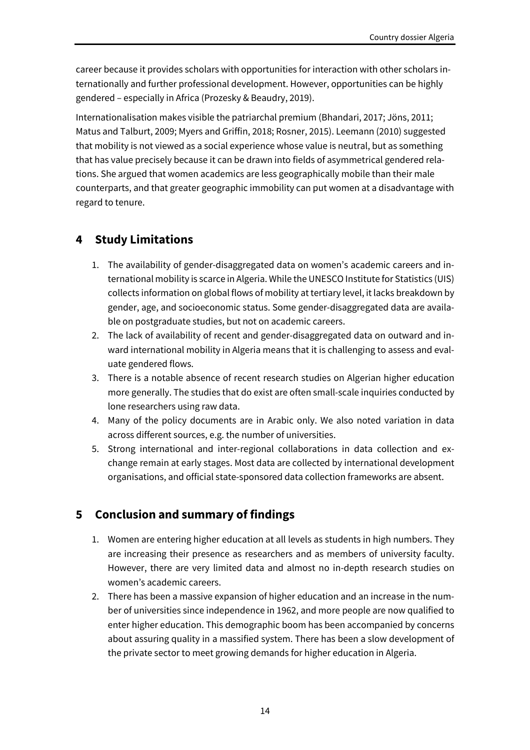career because it provides scholars with opportunities for interaction with other scholars internationally and further professional development. However, opportunities can be highly gendered – especially in Africa (Prozesky & Beaudry, 2019).

Internationalisation makes visible the patriarchal premium (Bhandari, 2017; Jöns, 2011; Matus and Talburt, 2009; Myers and Griffin, 2018; Rosner, 2015). Leemann (2010) suggested that mobility is not viewed as a social experience whose value is neutral, but as something that has value precisely because it can be drawn into fields of asymmetrical gendered relations. She argued that women academics are less geographically mobile than their male counterparts, and that greater geographic immobility can put women at a disadvantage with regard to tenure.

## 4 Study Limitations

1. The availability of gender-disaggregated data on women's academic careers and international mobility is scarce in Algeria. While the UNESCO Institute for Statistics (UIS) collects information on global flows of mobility at tertiary level, it lacks breakdown by gender, age, and socioeconomic status. Some gender-disaggregated data are available on postgraduate studies, but not on academic careers.
2. The lack of availability of recent and gender-disaggregated data on outward and inward international mobility in Algeria means that it is challenging to assess and evaluate gendered flows.
3. There is a notable absence of recent research studies on Algerian higher education more generally. The studies that do exist are often small-scale inquiries conducted by lone researchers using raw data.
4. Many of the policy documents are in Arabic only. We also noted variation in data across different sources, e.g. the number of universities.
5. Strong international and inter-regional collaborations in data collection and exchange remain at early stages. Most data are collected by international development organisations, and official state-sponsored data collection frameworks are absent.

## 5 Conclusion and summary of findings

1. Women are entering higher education at all levels as students in high numbers. They are increasing their presence as researchers and as members of university faculty. However, there are very limited data and almost no in-depth research studies on women's academic careers.
2. There has been a massive expansion of higher education and an increase in the number of universities since independence in 1962, and more people are now qualified to enter higher education. This demographic boom has been accompanied by concerns about assuring quality in a massified system. There has been a slow development of the private sector to meet growing demands for higher education in Algeria.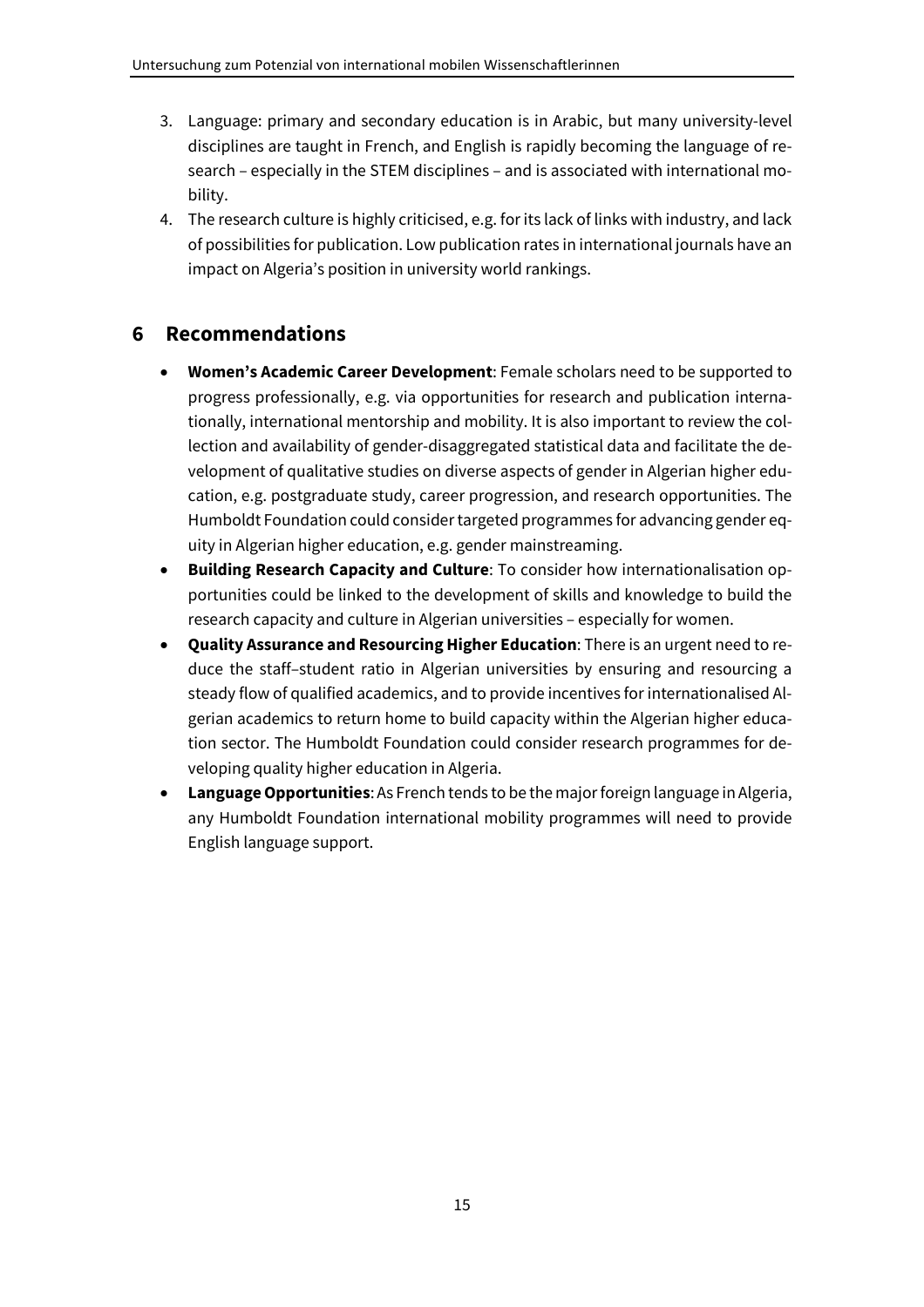3. Language: primary and secondary education is in Arabic, but many university-level disciplines are taught in French, and English is rapidly becoming the language of research – especially in the STEM disciplines – and is associated with international mobility.
4. The research culture is highly criticised, e.g. for its lack of links with industry, and lack of possibilities for publication. Low publication rates in international journals have an impact on Algeria's position in university world rankings.

## 6 Recommendations

- **Women's Academic Career Development**: Female scholars need to be supported to progress professionally, e.g. via opportunities for research and publication internationally, international mentorship and mobility. It is also important to review the collection and availability of gender-disaggregated statistical data and facilitate the development of qualitative studies on diverse aspects of gender in Algerian higher education, e.g. postgraduate study, career progression, and research opportunities. The Humboldt Foundation could consider targeted programmes for advancing gender equity in Algerian higher education, e.g. gender mainstreaming.
- **Building Research Capacity and Culture**: To consider how internationalisation opportunities could be linked to the development of skills and knowledge to build the research capacity and culture in Algerian universities – especially for women.
- **Quality Assurance and Resourcing Higher Education**: There is an urgent need to reduce the staff–student ratio in Algerian universities by ensuring and resourcing a steady flow of qualified academics, and to provide incentives for internationalised Algerian academics to return home to build capacity within the Algerian higher education sector. The Humboldt Foundation could consider research programmes for developing quality higher education in Algeria.
- **Language Opportunities**: As French tends to be the major foreign language in Algeria, any Humboldt Foundation international mobility programmes will need to provide English language support.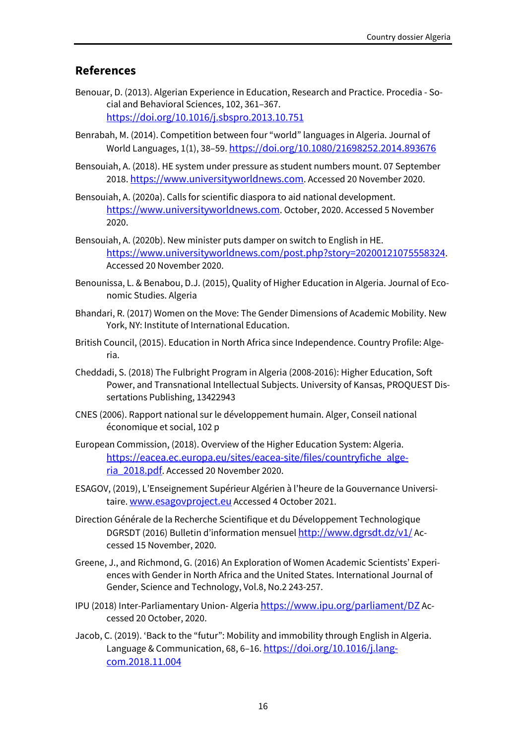## References

Benouar, D. (2013). Algerian Experience in Education, Research and Practice. Procedia - Social and Behavioral Sciences, 102, 361–367. https://doi.org/10.1016/j.sbspro.2013.10.751

Benrabah, M. (2014). Competition between four "world" languages in Algeria. Journal of World Languages, 1(1), 38–59. https://doi.org/10.1080/21698252.2014.893676

Bensouiah, A. (2018). HE system under pressure as student numbers mount. 07 September 2018. https://www.universityworldnews.com. Accessed 20 November 2020.

Bensouiah, A. (2020a). Calls for scientific diaspora to aid national development. https://www.universityworldnews.com. October, 2020. Accessed 5 November 2020.

Bensouiah, A. (2020b). New minister puts damper on switch to English in HE. https://www.universityworldnews.com/post.php?story=20200121075558324. Accessed 20 November 2020.

Benounissa, L. & Benabou, D.J. (2015), Quality of Higher Education in Algeria. Journal of Economic Studies. Algeria

Bhandari, R. (2017) Women on the Move: The Gender Dimensions of Academic Mobility. New York, NY: Institute of International Education.

British Council, (2015). Education in North Africa since Independence. Country Profile: Algeria.

Cheddadi, S. (2018) The Fulbright Program in Algeria (2008-2016): Higher Education, Soft Power, and Transnational Intellectual Subjects. University of Kansas, PROQUEST Dissertations Publishing, 13422943

CNES (2006). Rapport national sur le développement humain. Alger, Conseil national économique et social, 102 p

European Commission, (2018). Overview of the Higher Education System: Algeria. https://eacea.ec.europa.eu/sites/eacea-site/files/countryfiche_algeria_2018.pdf. Accessed 20 November 2020.

ESAGOV, (2019), L'Enseignement Supérieur Algérien à l'heure de la Gouvernance Universitaire. www.esagovproject.eu Accessed 4 October 2021.

Direction Générale de la Recherche Scientifique et du Développement Technologique DGRSDT (2016) Bulletin d'information mensuel http://www.dgrsdt.dz/v1/ Accessed 15 November, 2020.

Greene, J., and Richmond, G. (2016) An Exploration of Women Academic Scientists' Experiences with Gender in North Africa and the United States. International Journal of Gender, Science and Technology, Vol.8, No.2 243-257.

IPU (2018) Inter-Parliamentary Union- Algeria https://www.ipu.org/parliament/DZ Accessed 20 October, 2020.

Jacob, C. (2019). 'Back to the "futur": Mobility and immobility through English in Algeria. Language & Communication, 68, 6–16. https://doi.org/10.1016/j.langcom.2018.11.004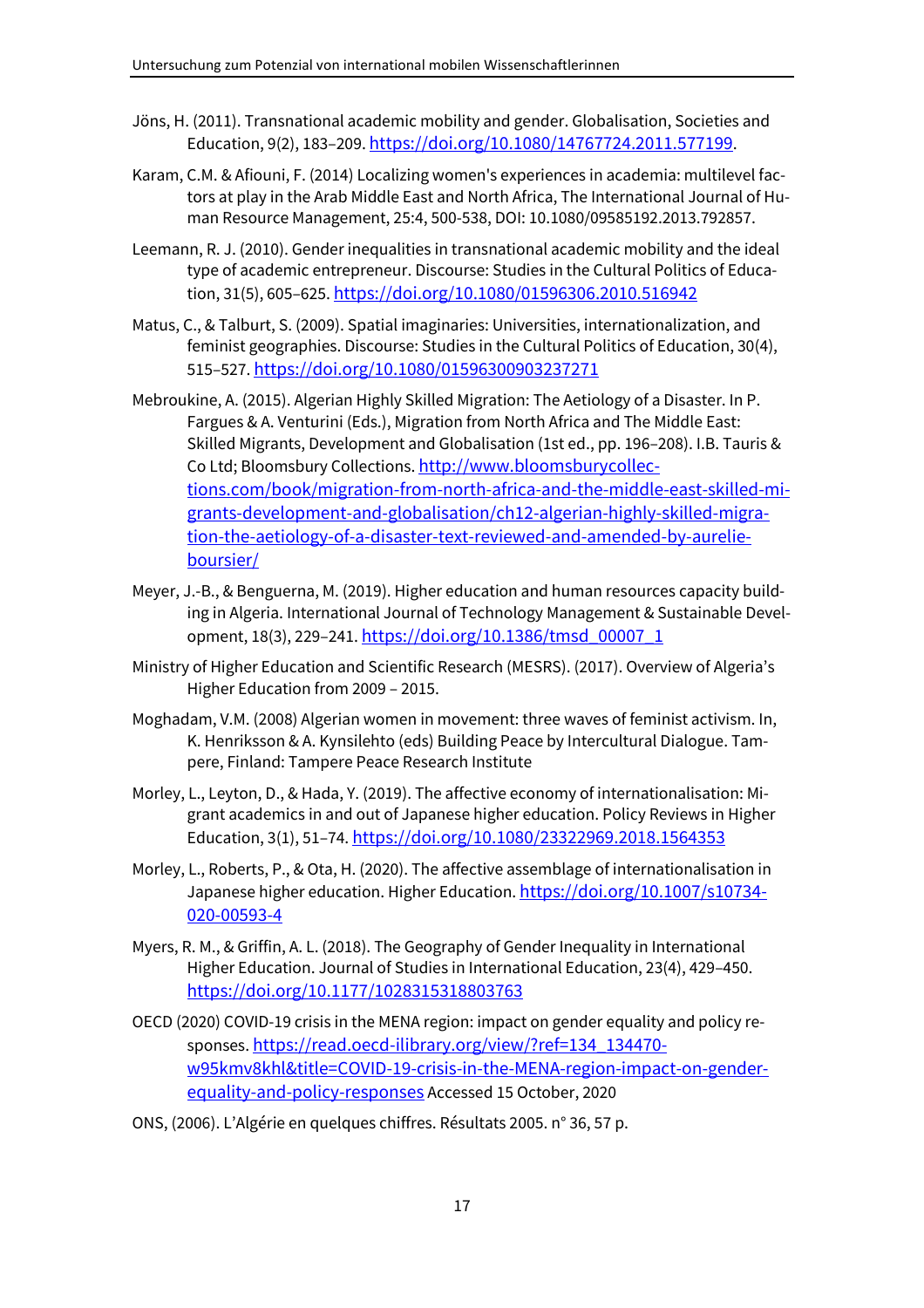Jöns, H. (2011). Transnational academic mobility and gender. Globalisation, Societies and Education, 9(2), 183–209. https://doi.org/10.1080/14767724.2011.577199.

Karam, C.M. & Afiouni, F. (2014) Localizing women's experiences in academia: multilevel factors at play in the Arab Middle East and North Africa, The International Journal of Human Resource Management, 25:4, 500-538, DOI: 10.1080/09585192.2013.792857.

Leemann, R. J. (2010). Gender inequalities in transnational academic mobility and the ideal type of academic entrepreneur. Discourse: Studies in the Cultural Politics of Education, 31(5), 605–625. https://doi.org/10.1080/01596306.2010.516942

Matus, C., & Talburt, S. (2009). Spatial imaginaries: Universities, internationalization, and feminist geographies. Discourse: Studies in the Cultural Politics of Education, 30(4), 515–527. https://doi.org/10.1080/01596300903237271

Mebroukine, A. (2015). Algerian Highly Skilled Migration: The Aetiology of a Disaster. In P. Fargues & A. Venturini (Eds.), Migration from North Africa and The Middle East: Skilled Migrants, Development and Globalisation (1st ed., pp. 196–208). I.B. Tauris & Co Ltd; Bloomsbury Collections. http://www.bloomsburycollections.com/book/migration-from-north-africa-and-the-middle-east-skilled-migrants-development-and-globalisation/ch12-algerian-highly-skilled-migration-the-aetiology-of-a-disaster-text-reviewed-and-amended-by-aurelie-boursier/

Meyer, J.-B., & Benguerna, M. (2019). Higher education and human resources capacity building in Algeria. International Journal of Technology Management & Sustainable Development, 18(3), 229–241. https://doi.org/10.1386/tmsd_00007_1

Ministry of Higher Education and Scientific Research (MESRS). (2017). Overview of Algeria's Higher Education from 2009 – 2015.

Moghadam, V.M. (2008) Algerian women in movement: three waves of feminist activism. In, K. Henriksson & A. Kynsilehto (eds) Building Peace by Intercultural Dialogue. Tampere, Finland: Tampere Peace Research Institute

Morley, L., Leyton, D., & Hada, Y. (2019). The affective economy of internationalisation: Migrant academics in and out of Japanese higher education. Policy Reviews in Higher Education, 3(1), 51–74. https://doi.org/10.1080/23322969.2018.1564353

Morley, L., Roberts, P., & Ota, H. (2020). The affective assemblage of internationalisation in Japanese higher education. Higher Education. https://doi.org/10.1007/s10734-020-00593-4

Myers, R. M., & Griffin, A. L. (2018). The Geography of Gender Inequality in International Higher Education. Journal of Studies in International Education, 23(4), 429–450. https://doi.org/10.1177/1028315318803763

OECD (2020) COVID-19 crisis in the MENA region: impact on gender equality and policy responses. https://read.oecd-ilibrary.org/view/?ref=134_134470-w95kmv8khl&title=COVID-19-crisis-in-the-MENA-region-impact-on-gender-equality-and-policy-responses Accessed 15 October, 2020

ONS, (2006). L'Algérie en quelques chiffres. Résultats 2005. n° 36, 57 p.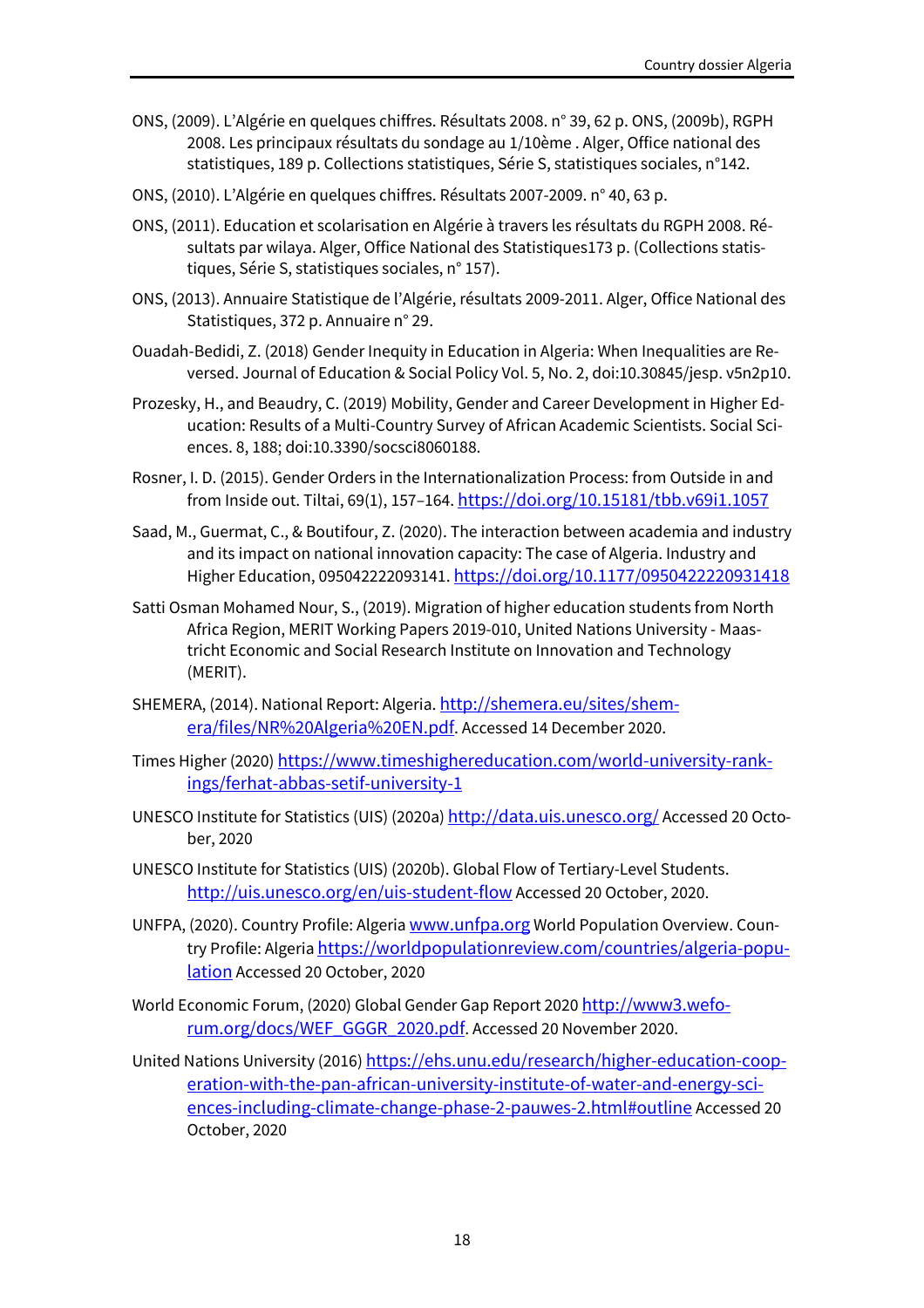ONS, (2009). L'Algérie en quelques chiffres. Résultats 2008. n° 39, 62 p. ONS, (2009b), RGPH 2008. Les principaux résultats du sondage au 1/10ème . Alger, Office national des statistiques, 189 p. Collections statistiques, Série S, statistiques sociales, n°142.

ONS, (2010). L'Algérie en quelques chiffres. Résultats 2007-2009. n° 40, 63 p.

ONS, (2011). Education et scolarisation en Algérie à travers les résultats du RGPH 2008. Résultats par wilaya. Alger, Office National des Statistiques173 p. (Collections statistiques, Série S, statistiques sociales, n° 157).

ONS, (2013). Annuaire Statistique de l'Algérie, résultats 2009-2011. Alger, Office National des Statistiques, 372 p. Annuaire n° 29.

Ouadah-Bedidi, Z. (2018) Gender Inequity in Education in Algeria: When Inequalities are Reversed. Journal of Education & Social Policy Vol. 5, No. 2, doi:10.30845/jesp. v5n2p10.

Prozesky, H., and Beaudry, C. (2019) Mobility, Gender and Career Development in Higher Education: Results of a Multi-Country Survey of African Academic Scientists. Social Sciences. 8, 188; doi:10.3390/socsci8060188.

Rosner, I. D. (2015). Gender Orders in the Internationalization Process: from Outside in and from Inside out. Tiltai, 69(1), 157–164. https://doi.org/10.15181/tbb.v69i1.1057

Saad, M., Guermat, C., & Boutifour, Z. (2020). The interaction between academia and industry and its impact on national innovation capacity: The case of Algeria. Industry and Higher Education, 095042222093141. https://doi.org/10.1177/0950422220931418

Satti Osman Mohamed Nour, S., (2019). Migration of higher education students from North Africa Region, MERIT Working Papers 2019-010, United Nations University - Maastricht Economic and Social Research Institute on Innovation and Technology (MERIT).

SHEMERA, (2014). National Report: Algeria. http://shemera.eu/sites/shemera/files/NR%20Algeria%20EN.pdf. Accessed 14 December 2020.

Times Higher (2020) https://www.timeshighereducation.com/world-university-rankings/ferhat-abbas-setif-university-1

UNESCO Institute for Statistics (UIS) (2020a) http://data.uis.unesco.org/ Accessed 20 October, 2020

UNESCO Institute for Statistics (UIS) (2020b). Global Flow of Tertiary-Level Students. http://uis.unesco.org/en/uis-student-flow Accessed 20 October, 2020.

UNFPA, (2020). Country Profile: Algeria www.unfpa.org World Population Overview. Country Profile: Algeria https://worldpopulationreview.com/countries/algeria-population Accessed 20 October, 2020

World Economic Forum, (2020) Global Gender Gap Report 2020 http://www3.weforum.org/docs/WEF_GGGR_2020.pdf. Accessed 20 November 2020.

United Nations University (2016) https://ehs.unu.edu/research/higher-education-cooperation-with-the-pan-african-university-institute-of-water-and-energy-sciences-including-climate-change-phase-2-pauwes-2.html#outline Accessed 20 October, 2020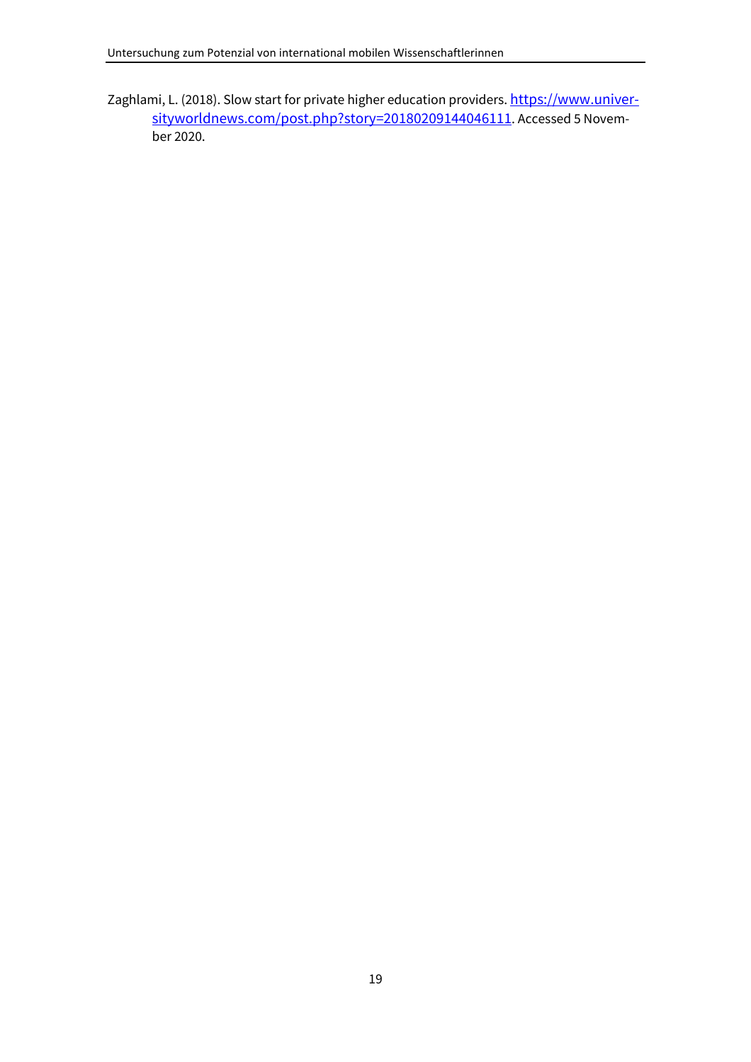Zaghlami, L. (2018). Slow start for private higher education providers. https://www.universityworldnews.com/post.php?story=20180209144046111. Accessed 5 November 2020.